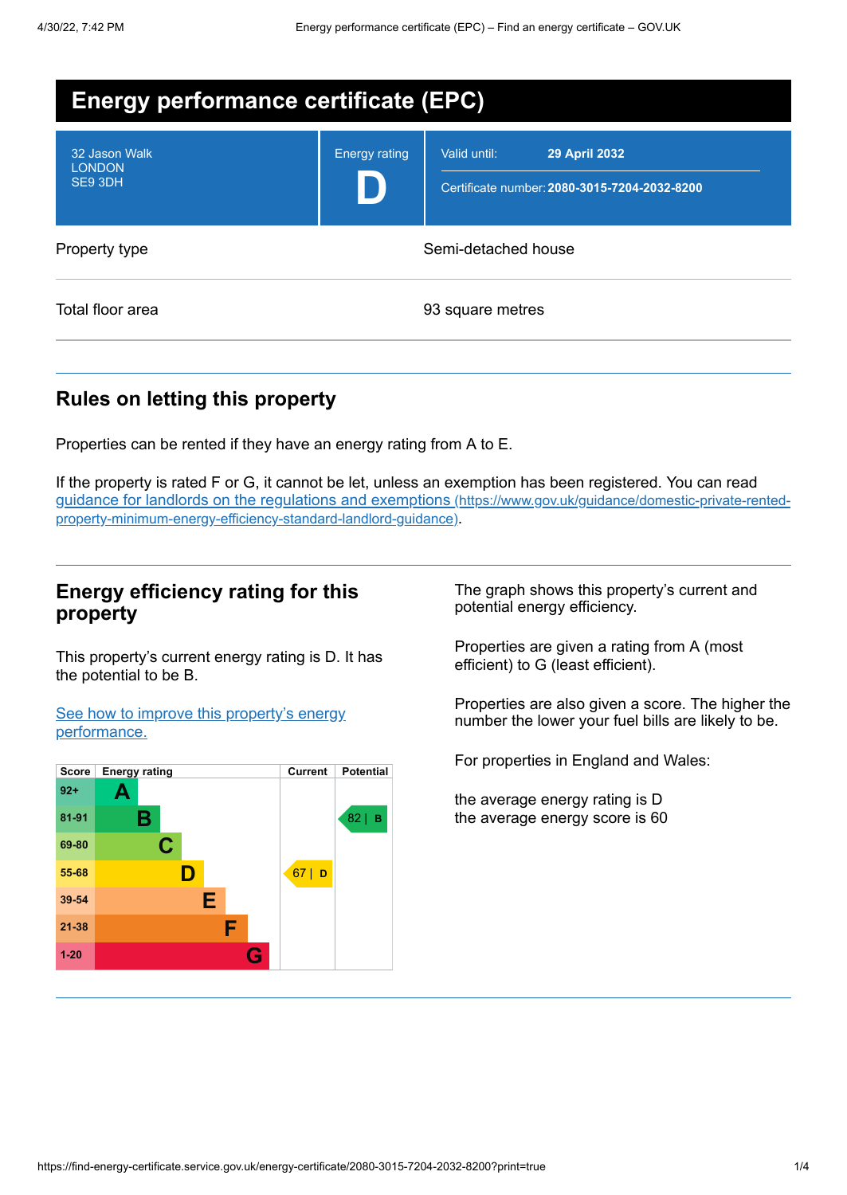# Energy performance certificate (EPC)

| | | |
|---|---|---|
| 32 Jason Walk<br>LONDON<br>SE9 3DH | Energy rating<br>**D** | Valid until: **29 April 2032**<br>Certificate number: **2080-3015-7204-2032-8200** |

| | |
|---|---|
| Property type | Semi-detached house |
| Total floor area | 93 square metres |

## Rules on letting this property

Properties can be rented if they have an energy rating from A to E.

If the property is rated F or G, it cannot be let, unless an exemption has been registered. You can read [guidance for landlords on the regulations and exemptions (https://www.gov.uk/guidance/domestic-private-rented-property-minimum-energy-efficiency-standard-landlord-guidance)](https://www.gov.uk/guidance/domestic-private-rented-property-minimum-energy-efficiency-standard-landlord-guidance).

## Energy efficiency rating for this property

This property's current energy rating is D. It has the potential to be B.

[See how to improve this property's energy performance.]()

| Score | Energy rating | Current | Potential |
|---|---|---|---|
| 92+ | A | | |
| 81-91 | B | | 82 \| B |
| 69-80 | C | | |
| 55-68 | D | 67 \| D | |
| 39-54 | E | | |
| 21-38 | F | | |
| 1-20 | G | | |

The graph shows this property's current and potential energy efficiency.

Properties are given a rating from A (most efficient) to G (least efficient).

Properties are also given a score. The higher the number the lower your fuel bills are likely to be.

For properties in England and Wales:

the average energy rating is D
the average energy score is 60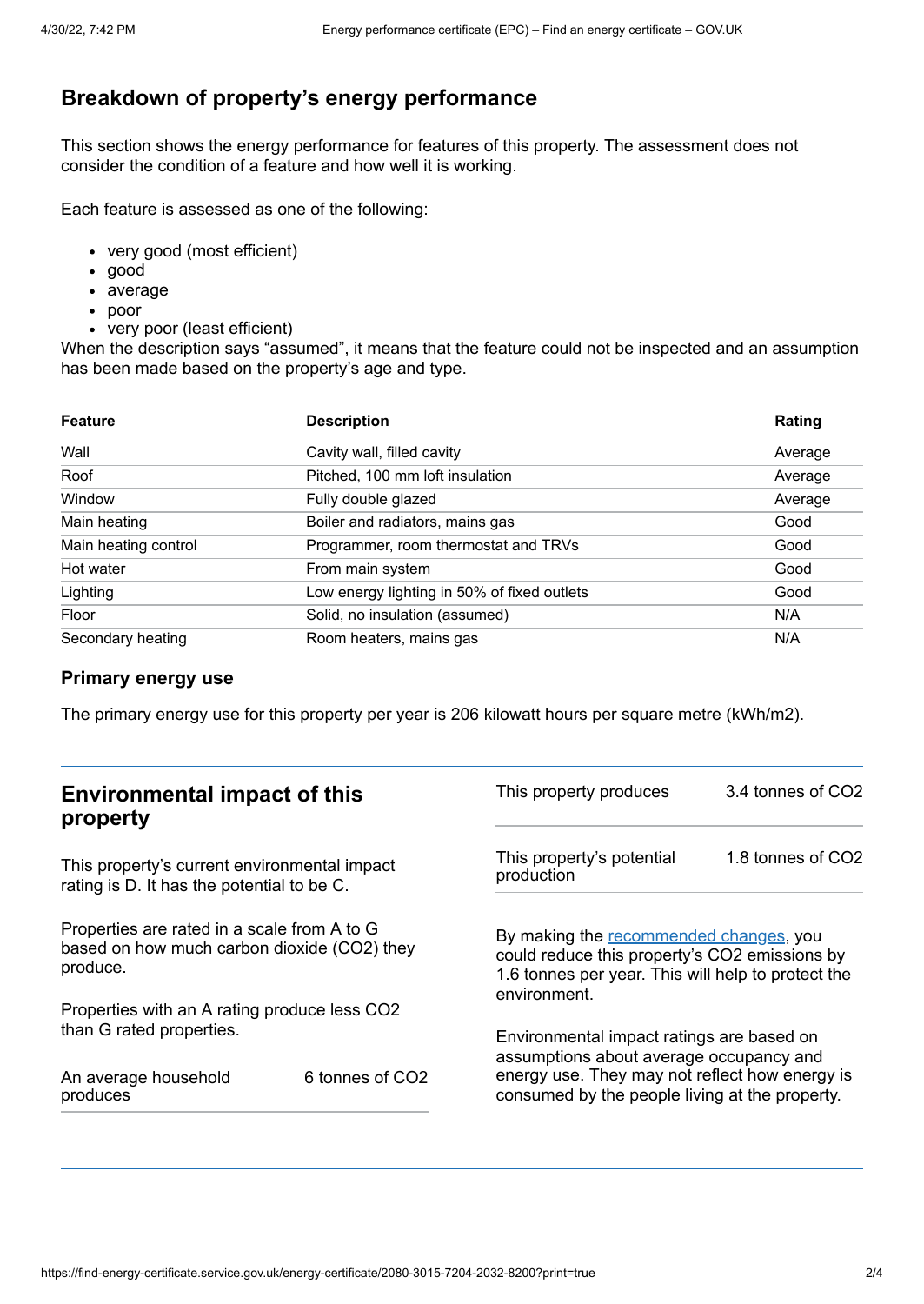## Breakdown of property's energy performance

This section shows the energy performance for features of this property. The assessment does not consider the condition of a feature and how well it is working.

Each feature is assessed as one of the following:

- very good (most efficient)
- good
- average
- poor
- very poor (least efficient)

When the description says "assumed", it means that the feature could not be inspected and an assumption has been made based on the property's age and type.

| Feature | Description | Rating |
|---|---|---|
| Wall | Cavity wall, filled cavity | Average |
| Roof | Pitched, 100 mm loft insulation | Average |
| Window | Fully double glazed | Average |
| Main heating | Boiler and radiators, mains gas | Good |
| Main heating control | Programmer, room thermostat and TRVs | Good |
| Hot water | From main system | Good |
| Lighting | Low energy lighting in 50% of fixed outlets | Good |
| Floor | Solid, no insulation (assumed) | N/A |
| Secondary heating | Room heaters, mains gas | N/A |

### Primary energy use

The primary energy use for this property per year is 206 kilowatt hours per square metre (kWh/m2).

## Environmental impact of this property

This property's current environmental impact rating is D. It has the potential to be C.

Properties are rated in a scale from A to G based on how much carbon dioxide ($CO_2$) they produce.

Properties with an A rating produce less $CO_2$ than G rated properties.

| | |
|---|---|
| An average household produces | 6 tonnes of $CO_2$ |

| | |
|---|---|
| This property produces | 3.4 tonnes of $CO_2$ |
| This property's potential production | 1.8 tonnes of $CO_2$ |

By making the recommended changes, you could reduce this property's $CO_2$ emissions by 1.6 tonnes per year. This will help to protect the environment.

Environmental impact ratings are based on assumptions about average occupancy and energy use. They may not reflect how energy is consumed by the people living at the property.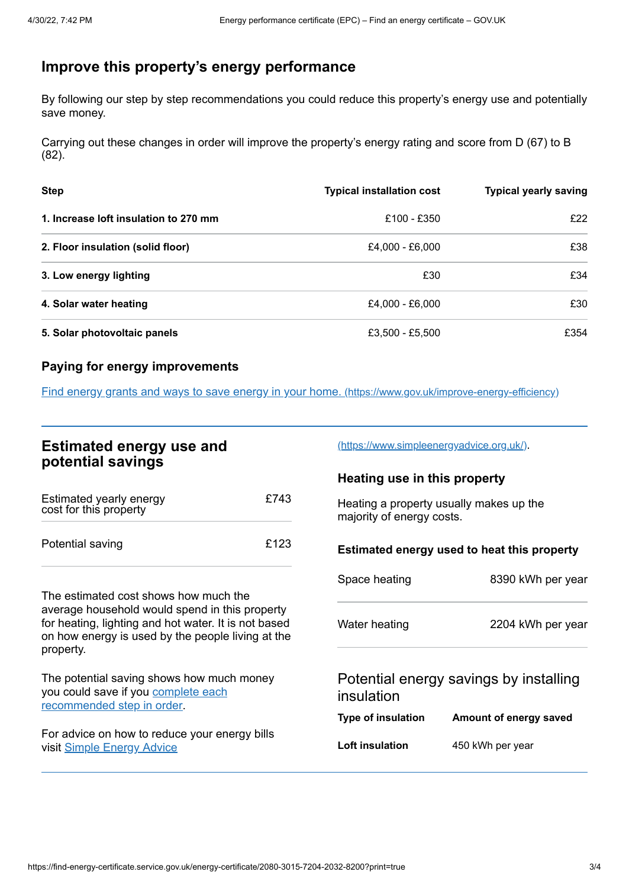## Improve this property's energy performance

By following our step by step recommendations you could reduce this property's energy use and potentially save money.

Carrying out these changes in order will improve the property's energy rating and score from D (67) to B (82).

| Step | Typical installation cost | Typical yearly saving |
| --- | --- | --- |
| **1. Increase loft insulation to 270 mm** | £100 - £350 | £22 |
| **2. Floor insulation (solid floor)** | £4,000 - £6,000 | £38 |
| **3. Low energy lighting** | £30 | £34 |
| **4. Solar water heating** | £4,000 - £6,000 | £30 |
| **5. Solar photovoltaic panels** | £3,500 - £5,500 | £354 |

### Paying for energy improvements

[Find energy grants and ways to save energy in your home. (https://www.gov.uk/improve-energy-efficiency)](https://www.gov.uk/improve-energy-efficiency)

## Estimated energy use and potential savings

| | |
| --- | --- |
| Estimated yearly energy cost for this property | £743 |
| Potential saving | £123 |

The estimated cost shows how much the average household would spend in this property for heating, lighting and hot water. It is not based on how energy is used by the people living at the property.

The potential saving shows how much money you could save if you [complete each recommended step in order](#).

For advice on how to reduce your energy bills visit [Simple Energy Advice (https://www.simpleenergyadvice.org.uk/)](https://www.simpleenergyadvice.org.uk/).

### Heating use in this property

Heating a property usually makes up the majority of energy costs.

#### Estimated energy used to heat this property

| | |
| --- | --- |
| Space heating | 8390 kWh per year |
| Water heating | 2204 kWh per year |

### Potential energy savings by installing insulation

| Type of insulation | Amount of energy saved |
| --- | --- |
| **Loft insulation** | 450 kWh per year |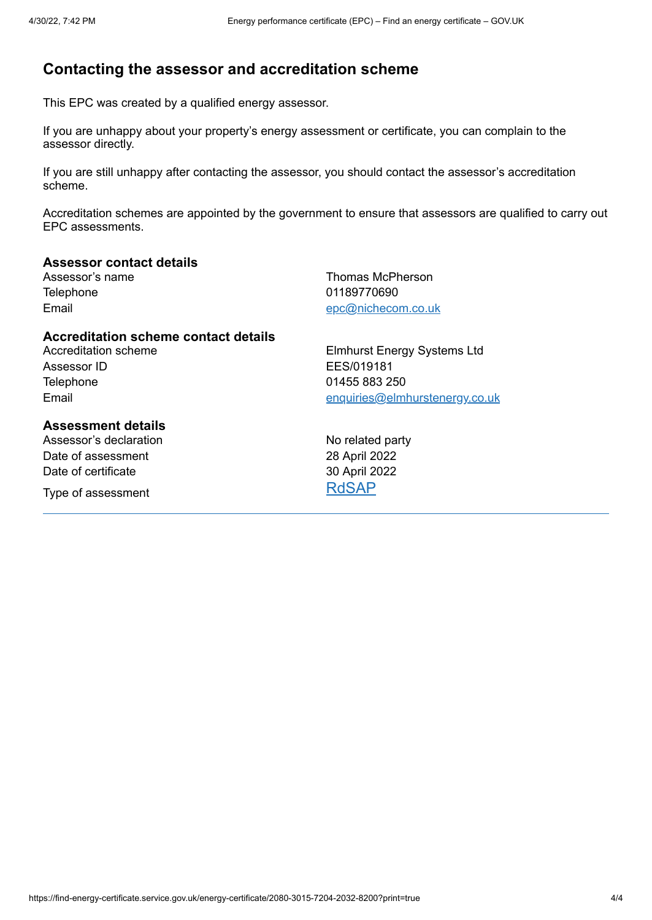## Contacting the assessor and accreditation scheme

This EPC was created by a qualified energy assessor.

If you are unhappy about your property's energy assessment or certificate, you can complain to the assessor directly.

If you are still unhappy after contacting the assessor, you should contact the assessor's accreditation scheme.

Accreditation schemes are appointed by the government to ensure that assessors are qualified to carry out EPC assessments.

### Assessor contact details

| | |
|---|---|
| Assessor's name | Thomas McPherson |
| Telephone | 01189770690 |
| Email | epc@nichecom.co.uk |

### Accreditation scheme contact details

| | |
|---|---|
| Accreditation scheme | Elmhurst Energy Systems Ltd |
| Assessor ID | EES/019181 |
| Telephone | 01455 883 250 |
| Email | enquiries@elmhurstenergy.co.uk |

### Assessment details

| | |
|---|---|
| Assessor's declaration | No related party |
| Date of assessment | 28 April 2022 |
| Date of certificate | 30 April 2022 |
| Type of assessment | RdSAP |